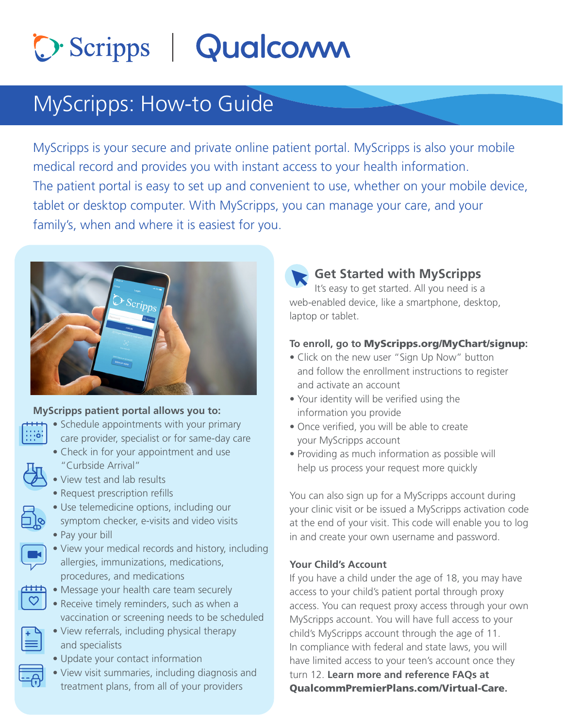Scripps | Qualcomm

# MyScripps: How-to Guide

MyScripps is your secure and private online patient portal. MyScripps is also your mobile medical record and provides you with instant access to your health information. The patient portal is easy to set up and convenient to use, whether on your mobile device, tablet or desktop computer. With MyScripps, you can manage your care, and your family's, when and where it is easiest for you.

**MyScripps patient portal allows you to:**

- Schedule appointments with your primary care provider, specialist or for same-day care
- Check in for your appointment and use "Curbside Arrival"
- View test and lab results
- Request prescription refills
- Use telemedicine options, including our symptom checker, e-visits and video visits
- Pay your bill
- View your medical records and history, including allergies, immunizations, medications, procedures, and medications
- Message your health care team securely
- Receive timely reminders, such as when a vaccination or screening needs to be scheduled
- View referrals, including physical therapy and specialists
- Update your contact information
- View visit summaries, including diagnosis and treatment plans, from all of your providers

## Get Started with MyScripps

It's easy to get started. All you need is a web-enabled device, like a smartphone, desktop, laptop or tablet.

**To enroll, go to MyScripps.org/MyChart/signup:**

- Click on the new user "Sign Up Now" button and follow the enrollment instructions to register and activate an account
- Your identity will be verified using the information you provide
- Once verified, you will be able to create your MyScripps account
- Providing as much information as possible will help us process your request more quickly

You can also sign up for a MyScripps account during your clinic visit or be issued a MyScripps activation code at the end of your visit. This code will enable you to log in and create your own username and password.

**Your Child's Account**

If you have a child under the age of 18, you may have access to your child's patient portal through proxy access. You can request proxy access through your own MyScripps account. You will have full access to your child's MyScripps account through the age of 11. In compliance with federal and state laws, you will have limited access to your teen's account once they turn 12. **Learn more and reference FAQs at QualcommPremierPlans.com/Virtual-Care.**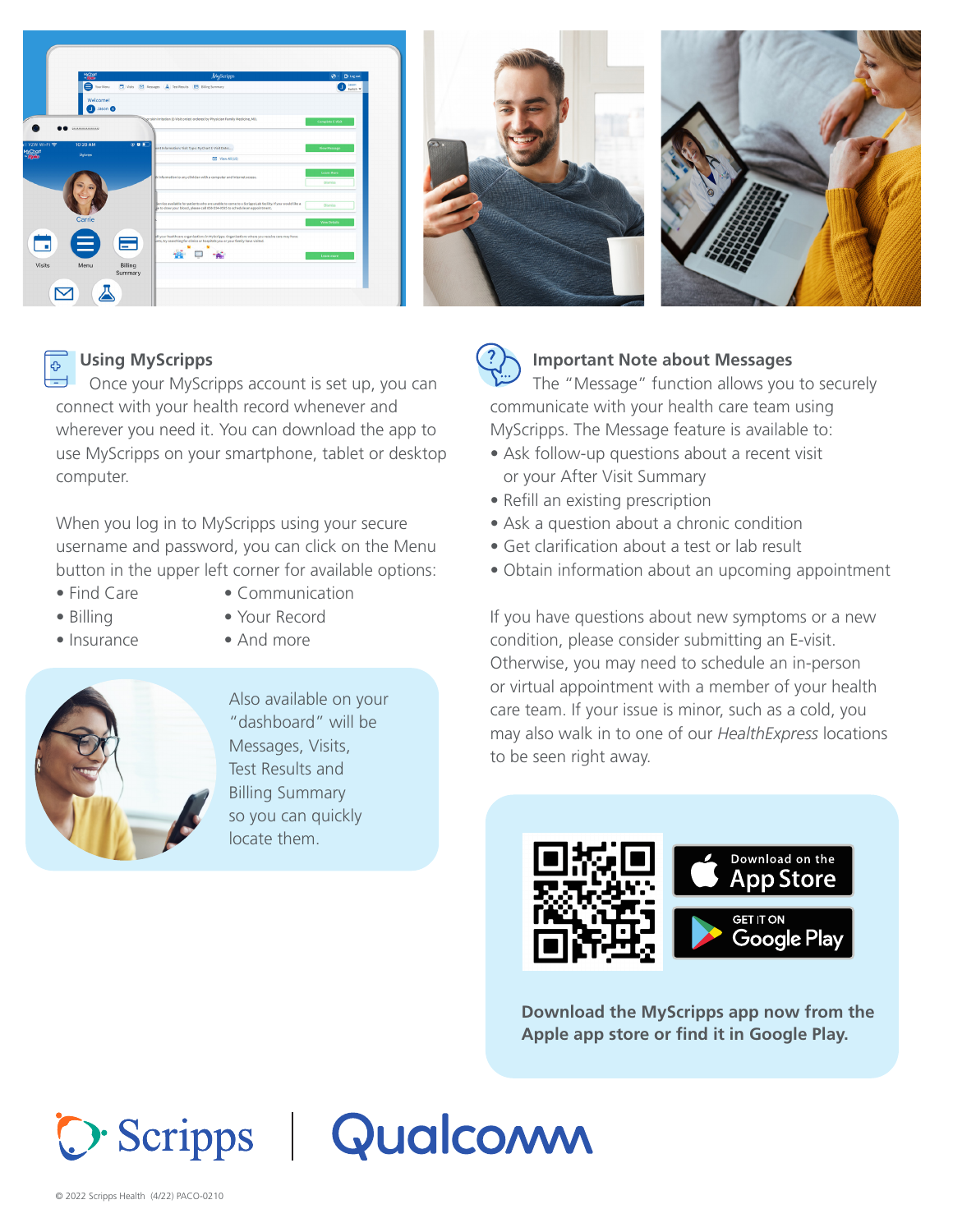## Using MyScripps

Once your MyScripps account is set up, you can connect with your health record whenever and wherever you need it. You can download the app to use MyScripps on your smartphone, tablet or desktop computer.

When you log in to MyScripps using your secure username and password, you can click on the Menu button in the upper left corner for available options:

- Find Care
- Billing
- Insurance
- Communication
- Your Record
- And more

Also available on your "dashboard" will be Messages, Visits, Test Results and Billing Summary so you can quickly locate them.

## Important Note about Messages

The "Message" function allows you to securely communicate with your health care team using MyScripps. The Message feature is available to:

- Ask follow-up questions about a recent visit or your After Visit Summary
- Refill an existing prescription
- Ask a question about a chronic condition
- Get clarification about a test or lab result
- Obtain information about an upcoming appointment

If you have questions about new symptoms or a new condition, please consider submitting an E-visit. Otherwise, you may need to schedule an in-person or virtual appointment with a member of your health care team. If your issue is minor, such as a cold, you may also walk in to one of our *HealthExpress* locations to be seen right away.

Download on the App Store

GET IT ON Google Play

**Download the MyScripps app now from the Apple app store or find it in Google Play.**

Scripps | Qualcomm

© 2022 Scripps Health (4/22) PACO-0210